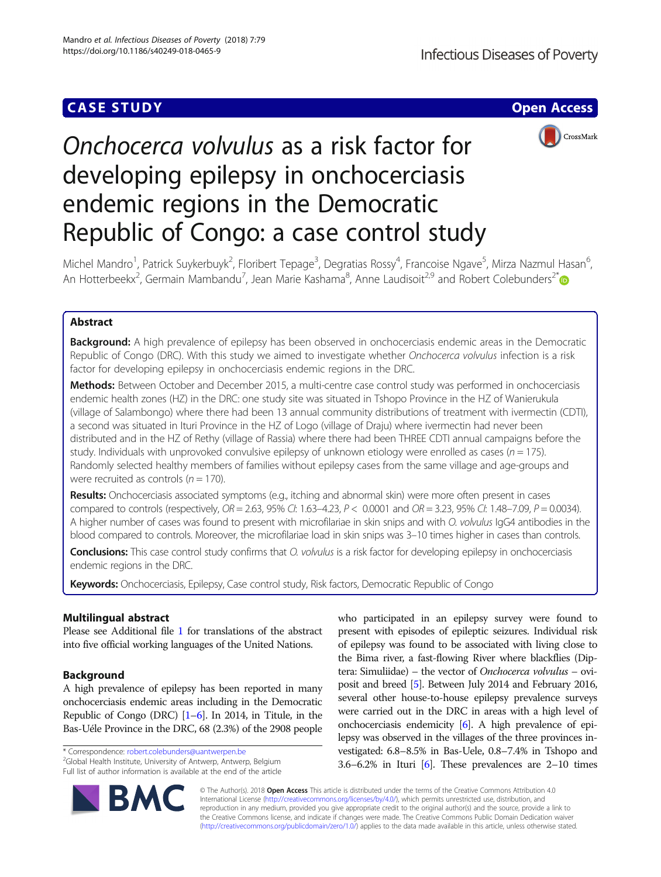CASE STUDY

Open Access

# *Onchocerca volvulus* as a risk factor for developing epilepsy in onchocerciasis endemic regions in the Democratic Republic of Congo: a case control study

Michel Mandro[1], Patrick Suykerbuyk[2], Floribert Tepage[3], Degratias Rossy[4], Francoise Ngave[5], Mirza Nazmul Hasan[6], An Hotterbeekx[2], Germain Mambandu[7], Jean Marie Kashama[8], Anne Laudisoit[2,9] and Robert Colebunders[2*]

## Abstract

**Background:** A high prevalence of epilepsy has been observed in onchocerciasis endemic areas in the Democratic Republic of Congo (DRC). With this study we aimed to investigate whether *Onchocerca volvulus* infection is a risk factor for developing epilepsy in onchocerciasis endemic regions in the DRC.

**Methods:** Between October and December 2015, a multi-centre case control study was performed in onchocerciasis endemic health zones (HZ) in the DRC: one study site was situated in Tshopo Province in the HZ of Wanierukula (village of Salambongo) where there had been 13 annual community distributions of treatment with ivermectin (CDTI), a second was situated in Ituri Province in the HZ of Logo (village of Draju) where ivermectin had never been distributed and in the HZ of Rethy (village of Rassia) where there had been THREE CDTI annual campaigns before the study. Individuals with unprovoked convulsive epilepsy of unknown etiology were enrolled as cases ($n = 175$). Randomly selected healthy members of families without epilepsy cases from the same village and age-groups and were recruited as controls ($n = 170$).

**Results:** Onchocerciasis associated symptoms (e.g., itching and abnormal skin) were more often present in cases compared to controls (respectively, $OR = 2.63$, 95% $CI$: 1.63–4.23, $P < 0.0001$ and $OR = 3.23$, 95% $CI$: 1.48–7.09, $P = 0.0034$). A higher number of cases was found to present with microfilariae in skin snips and with *O. volvulus* IgG4 antibodies in the blood compared to controls. Moreover, the microfilariae load in skin snips was 3–10 times higher in cases than controls.

**Conclusions:** This case control study confirms that *O. volvulus* is a risk factor for developing epilepsy in onchocerciasis endemic regions in the DRC.

**Keywords:** Onchocerciasis, Epilepsy, Case control study, Risk factors, Democratic Republic of Congo

## Multilingual abstract

Please see Additional file 1 for translations of the abstract into five official working languages of the United Nations.

## Background

A high prevalence of epilepsy has been reported in many onchocerciasis endemic areas including in the Democratic Republic of Congo (DRC) [1–6]. In 2014, in Titule, in the Bas-Uéle Province in the DRC, 68 (2.3%) of the 2908 people who participated in an epilepsy survey were found to present with episodes of epileptic seizures. Individual risk of epilepsy was found to be associated with living close to the Bima river, a fast-flowing River where blackflies (Diptera: Simuliidae) – the vector of *Onchocerca volvulus* – oviposit and breed [5]. Between July 2014 and February 2016, several other house-to-house epilepsy prevalence surveys were carried out in the DRC in areas with a high level of onchocerciasis endemicity [6]. A high prevalence of epilepsy was observed in the villages of the three provinces investigated: 6.8–8.5% in Bas-Uele, 0.8–7.4% in Tshopo and 3.6–6.2% in Ituri [6]. These prevalences are 2–10 times

* Correspondence: robert.colebunders@uantwerpen.be
[2]Global Health Institute, University of Antwerp, Antwerp, Belgium
Full list of author information is available at the end of the article

© The Author(s). 2018 **Open Access** This article is distributed under the terms of the Creative Commons Attribution 4.0 International License (http://creativecommons.org/licenses/by/4.0/), which permits unrestricted use, distribution, and reproduction in any medium, provided you give appropriate credit to the original author(s) and the source, provide a link to the Creative Commons license, and indicate if changes were made. The Creative Commons Public Domain Dedication waiver (http://creativecommons.org/publicdomain/zero/1.0/) applies to the data made available in this article, unless otherwise stated.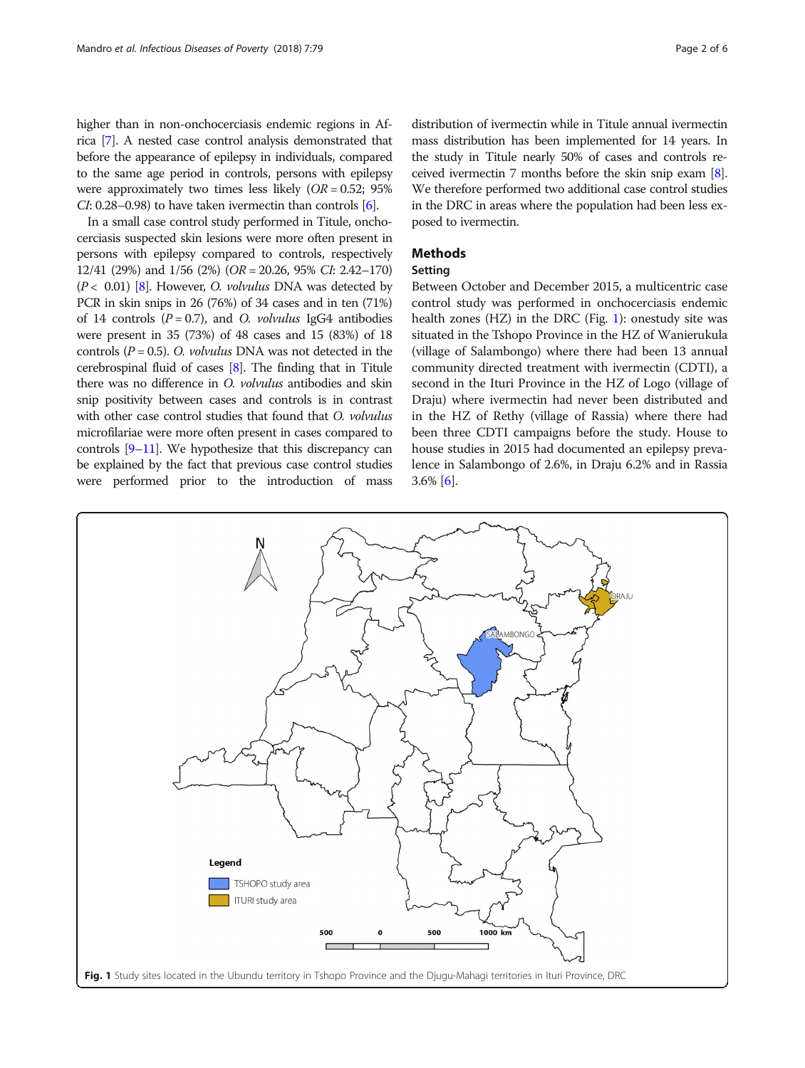higher than in non-onchocerciasis endemic regions in Africa [7]. A nested case control analysis demonstrated that before the appearance of epilepsy in individuals, compared to the same age period in controls, persons with epilepsy were approximately two times less likely ($OR = 0.52$; 95% $CI$: 0.28–0.98) to have taken ivermectin than controls [6].

In a small case control study performed in Titule, onchocerciasis suspected skin lesions were more often present in persons with epilepsy compared to controls, respectively 12/41 (29%) and 1/56 (2%) ($OR = 20.26$, 95% $CI$: 2.42–170) ($P < 0.01$) [8]. However, *O. volvulus* DNA was detected by PCR in skin snips in 26 (76%) of 34 cases and in ten (71%) of 14 controls ($P = 0.7$), and *O. volvulus* IgG4 antibodies were present in 35 (73%) of 48 cases and 15 (83%) of 18 controls ($P = 0.5$). *O. volvulus* DNA was not detected in the cerebrospinal fluid of cases [8]. The finding that in Titule there was no difference in *O. volvulus* antibodies and skin snip positivity between cases and controls is in contrast with other case control studies that found that *O. volvulus* microfilariae were more often present in cases compared to controls [9–11]. We hypothesize that this discrepancy can be explained by the fact that previous case control studies were performed prior to the introduction of mass distribution of ivermectin while in Titule annual ivermectin mass distribution has been implemented for 14 years. In the study in Titule nearly 50% of cases and controls received ivermectin 7 months before the skin snip exam [8]. We therefore performed two additional case control studies in the DRC in areas where the population had been less exposed to ivermectin.

## Methods

### Setting

Between October and December 2015, a multicentric case control study was performed in onchocerciasis endemic health zones (HZ) in the DRC (Fig. 1): onestudy site was situated in the Tshopo Province in the HZ of Wanierukula (village of Salambongo) where there had been 13 annual community directed treatment with ivermectin (CDTI), a second in the Ituri Province in the HZ of Logo (village of Draju) where ivermectin had never been distributed and in the HZ of Rethy (village of Rassia) where there had been three CDTI campaigns before the study. House to house studies in 2015 had documented an epilepsy prevalence in Salambongo of 2.6%, in Draju 6.2% and in Rassia 3.6% [6].

**Fig. 1** Study sites located in the Ubundu territory in Tshopo Province and the Djugu-Mahagi territories in Ituri Province, DRC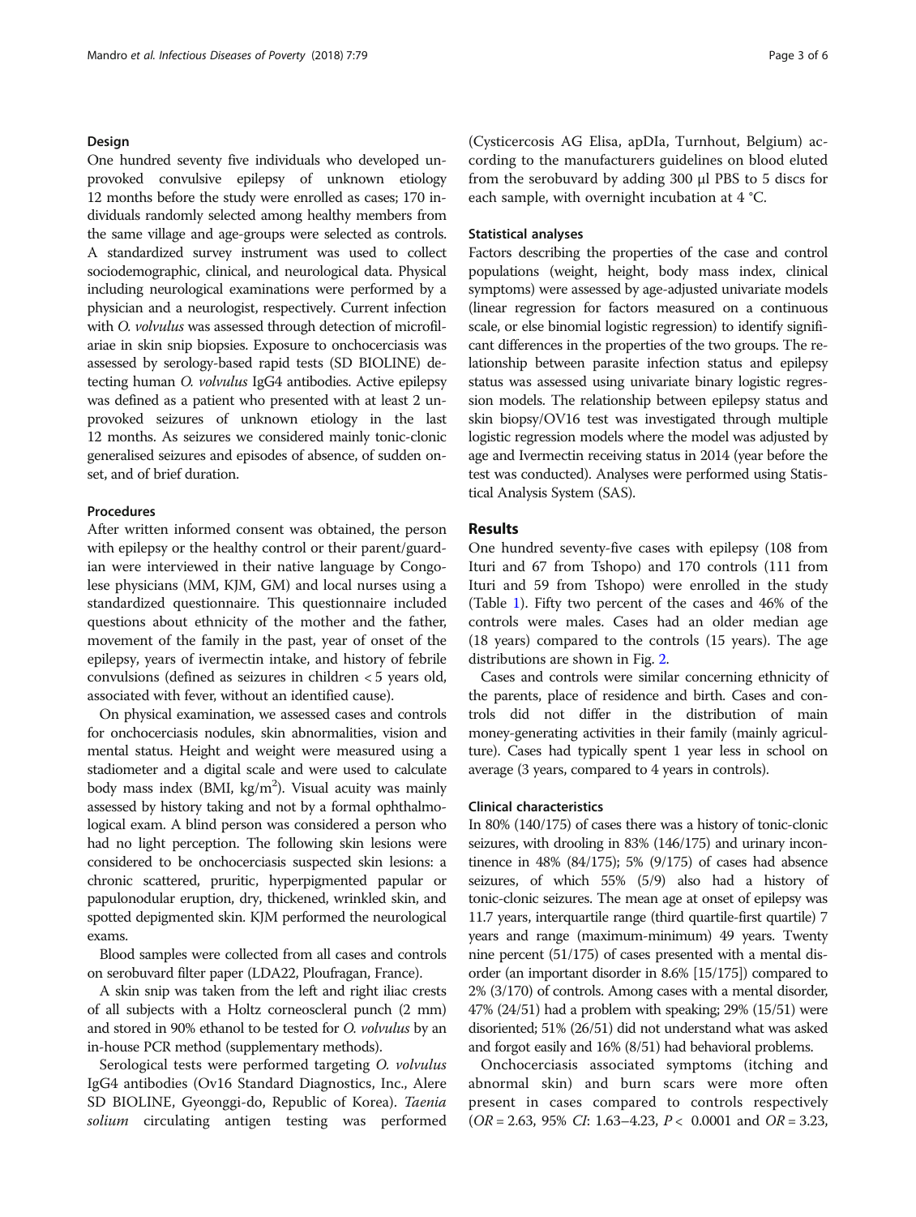### Design

One hundred seventy five individuals who developed unprovoked convulsive epilepsy of unknown etiology 12 months before the study were enrolled as cases; 170 individuals randomly selected among healthy members from the same village and age-groups were selected as controls. A standardized survey instrument was used to collect sociodemographic, clinical, and neurological data. Physical including neurological examinations were performed by a physician and a neurologist, respectively. Current infection with *O. volvulus* was assessed through detection of microfilariae in skin snip biopsies. Exposure to onchocerciasis was assessed by serology-based rapid tests (SD BIOLINE) detecting human *O. volvulus* IgG4 antibodies. Active epilepsy was defined as a patient who presented with at least 2 unprovoked seizures of unknown etiology in the last 12 months. As seizures we considered mainly tonic-clonic generalised seizures and episodes of absence, of sudden onset, and of brief duration.

### Procedures

After written informed consent was obtained, the person with epilepsy or the healthy control or their parent/guardian were interviewed in their native language by Congolese physicians (MM, KJM, GM) and local nurses using a standardized questionnaire. This questionnaire included questions about ethnicity of the mother and the father, movement of the family in the past, year of onset of the epilepsy, years of ivermectin intake, and history of febrile convulsions (defined as seizures in children < 5 years old, associated with fever, without an identified cause).

On physical examination, we assessed cases and controls for onchocerciasis nodules, skin abnormalities, vision and mental status. Height and weight were measured using a stadiometer and a digital scale and were used to calculate body mass index (BMI, kg/m$^2$). Visual acuity was mainly assessed by history taking and not by a formal ophthalmological exam. A blind person was considered a person who had no light perception. The following skin lesions were considered to be onchocerciasis suspected skin lesions: a chronic scattered, pruritic, hyperpigmented papular or papulonodular eruption, dry, thickened, wrinkled skin, and spotted depigmented skin. KJM performed the neurological exams.

Blood samples were collected from all cases and controls on serobuvard filter paper (LDA22, Ploufragan, France).

A skin snip was taken from the left and right iliac crests of all subjects with a Holtz corneoscleral punch (2 mm) and stored in 90% ethanol to be tested for *O. volvulus* by an in-house PCR method (supplementary methods).

Serological tests were performed targeting *O. volvulus* IgG4 antibodies (Ov16 Standard Diagnostics, Inc., Alere SD BIOLINE, Gyeonggi-do, Republic of Korea). *Taenia solium* circulating antigen testing was performed (Cysticercosis AG Elisa, apDIa, Turnhout, Belgium) according to the manufacturers guidelines on blood eluted from the serobuvard by adding 300 μl PBS to 5 discs for each sample, with overnight incubation at 4 °C.

### Statistical analyses

Factors describing the properties of the case and control populations (weight, height, body mass index, clinical symptoms) were assessed by age-adjusted univariate models (linear regression for factors measured on a continuous scale, or else binomial logistic regression) to identify significant differences in the properties of the two groups. The relationship between parasite infection status and epilepsy status was assessed using univariate binary logistic regression models. The relationship between epilepsy status and skin biopsy/OV16 test was investigated through multiple logistic regression models where the model was adjusted by age and Ivermectin receiving status in 2014 (year before the test was conducted). Analyses were performed using Statistical Analysis System (SAS).

## Results

One hundred seventy-five cases with epilepsy (108 from Ituri and 67 from Tshopo) and 170 controls (111 from Ituri and 59 from Tshopo) were enrolled in the study (Table 1). Fifty two percent of the cases and 46% of the controls were males. Cases had an older median age (18 years) compared to the controls (15 years). The age distributions are shown in Fig. 2.

Cases and controls were similar concerning ethnicity of the parents, place of residence and birth. Cases and controls did not differ in the distribution of main money-generating activities in their family (mainly agriculture). Cases had typically spent 1 year less in school on average (3 years, compared to 4 years in controls).

### Clinical characteristics

In 80% (140/175) of cases there was a history of tonic-clonic seizures, with drooling in 83% (146/175) and urinary incontinence in 48% (84/175); 5% (9/175) of cases had absence seizures, of which 55% (5/9) also had a history of tonic-clonic seizures. The mean age at onset of epilepsy was 11.7 years, interquartile range (third quartile-first quartile) 7 years and range (maximum-minimum) 49 years. Twenty nine percent (51/175) of cases presented with a mental disorder (an important disorder in 8.6% [15/175]) compared to 2% (3/170) of controls. Among cases with a mental disorder, 47% (24/51) had a problem with speaking; 29% (15/51) were disoriented; 51% (26/51) did not understand what was asked and forgot easily and 16% (8/51) had behavioral problems.

Onchocerciasis associated symptoms (itching and abnormal skin) and burn scars were more often present in cases compared to controls respectively (*OR* = 2.63, 95% *CI*: 1.63–4.23, $P < 0.0001$ and *OR* = 3.23,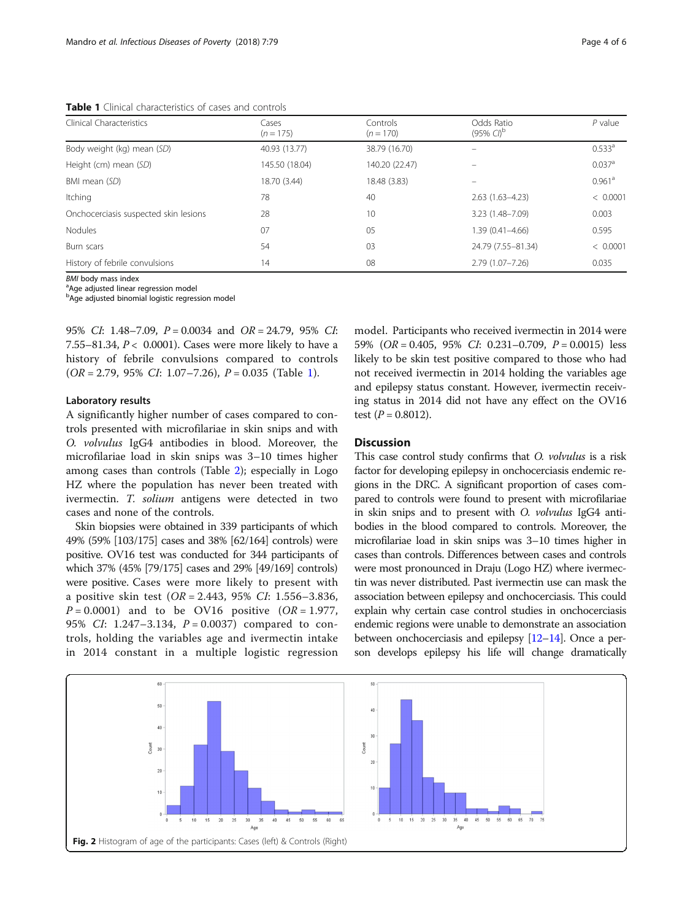**Table 1** Clinical characteristics of cases and controls

| Clinical Characteristics | Cases ($n = 175$) | Controls ($n = 170$) | Odds Ratio (95% *CI*)[b] | *P* value |
|---|---|---|---|---|
| Body weight (kg) mean (*SD*) | 40.93 (13.77) | 38.79 (16.70) | – | 0.533[a] |
| Height (cm) mean (*SD*) | 145.50 (18.04) | 140.20 (22.47) | – | 0.037[a] |
| BMI mean (*SD*) | 18.70 (3.44) | 18.48 (3.83) | – | 0.961[a] |
| Itching | 78 | 40 | 2.63 (1.63–4.23) | < 0.0001 |
| Onchocerciasis suspected skin lesions | 28 | 10 | 3.23 (1.48–7.09) | 0.003 |
| Nodules | 07 | 05 | 1.39 (0.41–4.66) | 0.595 |
| Burn scars | 54 | 03 | 24.79 (7.55–81.34) | < 0.0001 |
| History of febrile convulsions | 14 | 08 | 2.79 (1.07–7.26) | 0.035 |

*BMI* body mass index
[a]Age adjusted linear regression model
[b]Age adjusted binomial logistic regression model

95% *CI*: 1.48–7.09, $P = 0.0034$ and $OR = 24.79$, 95% *CI*: 7.55–81.34, $P < 0.0001$). Cases were more likely to have a history of febrile convulsions compared to controls ($OR = 2.79$, 95% *CI*: 1.07–7.26), $P = 0.035$ (Table 1).

### Laboratory results

A significantly higher number of cases compared to controls presented with microfilariae in skin snips and with *O. volvulus* IgG4 antibodies in blood. Moreover, the microfilariae load in skin snips was 3–10 times higher among cases than controls (Table 2); especially in Logo HZ where the population has never been treated with ivermectin. *T. solium* antigens were detected in two cases and none of the controls.

Skin biopsies were obtained in 339 participants of which 49% (59% [103/175] cases and 38% [62/164] controls) were positive. OV16 test was conducted for 344 participants of which 37% (45% [79/175] cases and 29% [49/169] controls) were positive. Cases were more likely to present with a positive skin test ($OR = 2.443$, 95% *CI*: 1.556–3.836, $P = 0.0001$) and to be OV16 positive ($OR = 1.977$, 95% *CI*: 1.247–3.134, $P = 0.0037$) compared to controls, holding the variables age and ivermectin intake in 2014 constant in a multiple logistic regression model. Participants who received ivermectin in 2014 were 59% ($OR = 0.405$, 95% *CI*: 0.231–0.709, $P = 0.0015$) less likely to be skin test positive compared to those who had not received ivermectin in 2014 holding the variables age and epilepsy status constant. However, ivermectin receiving status in 2014 did not have any effect on the OV16 test ($P = 0.8012$).

## Discussion

This case control study confirms that *O. volvulus* is a risk factor for developing epilepsy in onchocerciasis endemic regions in the DRC. A significant proportion of cases compared to controls were found to present with microfilariae in skin snips and to present with *O. volvulus* IgG4 antibodies in the blood compared to controls. Moreover, the microfilariae load in skin snips was 3–10 times higher in cases than controls. Differences between cases and controls were most pronounced in Draju (Logo HZ) where ivermectin was never distributed. Past ivermectin use can mask the association between epilepsy and onchocerciasis. This could explain why certain case control studies in onchocerciasis endemic regions were unable to demonstrate an association between onchocerciasis and epilepsy [12–14]. Once a person develops epilepsy his life will change dramatically

**Fig. 2** Histogram of age of the participants: Cases (left) & Controls (Right)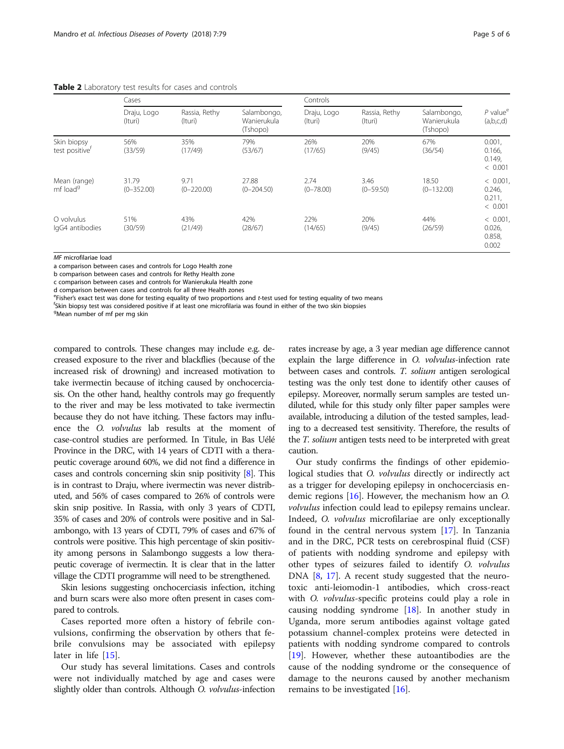**Table 2** Laboratory test results for cases and controls

| | Cases | | | Controls | | | $P$ value[e] (a,b,c,d) |
|---|---|---|---|---|---|---|---|
| | Draju, Logo (Ituri) | Rassia, Rethy (Ituri) | Salambongo, Wanierukula (Tshopo) | Draju, Logo (Ituri) | Rassia, Rethy (Ituri) | Salambongo, Wanierukula (Tshopo) | |
| Skin biopsy test positive[f] | 56% (33/59) | 35% (17/49) | 79% (53/67) | 26% (17/65) | 20% (9/45) | 67% (36/54) | 0.001, 0.166, 0.149, < 0.001 |
| Mean (range) mf load[g] | 31.79 (0–352.00) | 9.71 (0–220.00) | 27.88 (0–204.50) | 2.74 (0–78.00) | 3.46 (0–59.50) | 18.50 (0–132.00) | < 0.001, 0.246, 0.211, < 0.001 |
| O volvulus IgG4 antibodies | 51% (30/59) | 43% (21/49) | 42% (28/67) | 22% (14/65) | 20% (9/45) | 44% (26/59) | < 0.001, 0.026, 0.858, 0.002 |

*MF* microfilariae load

a comparison between cases and controls for Logo Health zone

b comparison between cases and controls for Rethy Health zone

c comparison between cases and controls for Wanierukula Health zone

d comparison between cases and controls for all three Health zones

[e]Fisher's exact test was done for testing equality of two proportions and *t*-test used for testing equality of two means

[f]Skin biopsy test was considered positive if at least one microfilaria was found in either of the two skin biopsies

[g]Mean number of mf per mg skin

compared to controls. These changes may include e.g. decreased exposure to the river and blackflies (because of the increased risk of drowning) and increased motivation to take ivermectin because of itching caused by onchocerciasis. On the other hand, healthy controls may go frequently to the river and may be less motivated to take ivermectin because they do not have itching. These factors may influence the *O. volvulus* lab results at the moment of case-control studies are performed. In Titule, in Bas Uélé Province in the DRC, with 14 years of CDTI with a therapeutic coverage around 60%, we did not find a difference in cases and controls concerning skin snip positivity [8]. This is in contrast to Draju, where ivermectin was never distributed, and 56% of cases compared to 26% of controls were skin snip positive. In Rassia, with only 3 years of CDTI, 35% of cases and 20% of controls were positive and in Salambongo, with 13 years of CDTI, 79% of cases and 67% of controls were positive. This high percentage of skin positivity among persons in Salambongo suggests a low therapeutic coverage of ivermectin. It is clear that in the latter village the CDTI programme will need to be strengthened.

Skin lesions suggesting onchocerciasis infection, itching and burn scars were also more often present in cases compared to controls.

Cases reported more often a history of febrile convulsions, confirming the observation by others that febrile convulsions may be associated with epilepsy later in life [15].

Our study has several limitations. Cases and controls were not individually matched by age and cases were slightly older than controls. Although *O. volvulus*-infection rates increase by age, a 3 year median age difference cannot explain the large difference in *O. volvulus*-infection rate between cases and controls. *T. solium* antigen serological testing was the only test done to identify other causes of epilepsy. Moreover, normally serum samples are tested undiluted, while for this study only filter paper samples were available, introducing a dilution of the tested samples, leading to a decreased test sensitivity. Therefore, the results of the *T. solium* antigen tests need to be interpreted with great caution.

Our study confirms the findings of other epidemiological studies that *O. volvulus* directly or indirectly act as a trigger for developing epilepsy in onchocerciasis endemic regions [16]. However, the mechanism how an *O. volvulus* infection could lead to epilepsy remains unclear. Indeed, *O. volvulus* microfilariae are only exceptionally found in the central nervous system [17]. In Tanzania and in the DRC, PCR tests on cerebrospinal fluid (CSF) of patients with nodding syndrome and epilepsy with other types of seizures failed to identify *O. volvulus* DNA [8, 17]. A recent study suggested that the neurotoxic anti-leiomodin-1 antibodies, which cross-react with *O. volvulus*-specific proteins could play a role in causing nodding syndrome [18]. In another study in Uganda, more serum antibodies against voltage gated potassium channel-complex proteins were detected in patients with nodding syndrome compared to controls [19]. However, whether these autoantibodies are the cause of the nodding syndrome or the consequence of damage to the neurons caused by another mechanism remains to be investigated [16].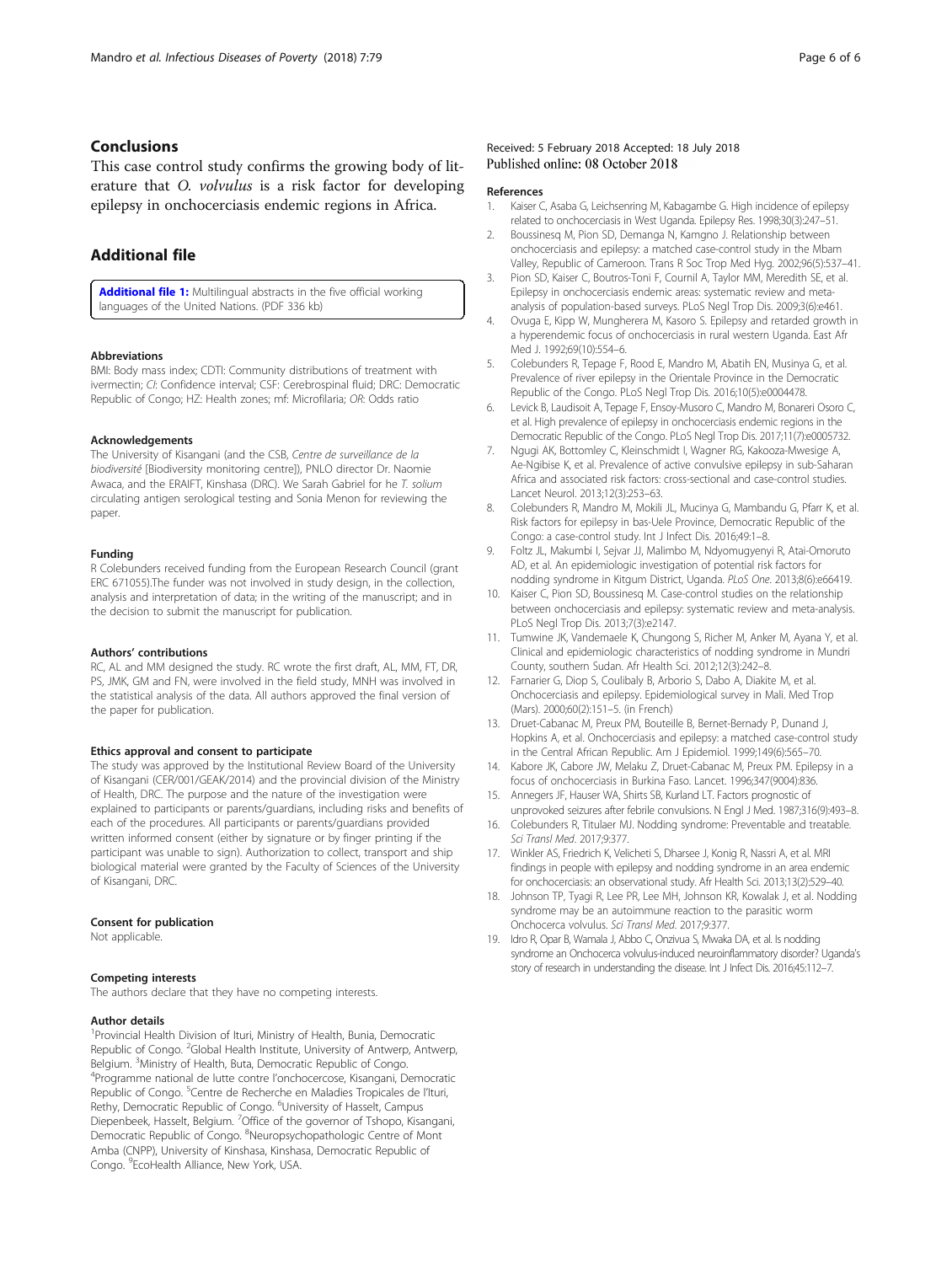## Conclusions

This case control study confirms the growing body of literature that *O. volvulus* is a risk factor for developing epilepsy in onchocerciasis endemic regions in Africa.

## Additional file

**Additional file 1:** Multilingual abstracts in the five official working languages of the United Nations. (PDF 336 kb)

#### Abbreviations

BMI: Body mass index; CDTI: Community distributions of treatment with ivermectin; *CI*: Confidence interval; CSF: Cerebrospinal fluid; DRC: Democratic Republic of Congo; HZ: Health zones; mf: Microfilaria; *OR*: Odds ratio

#### Acknowledgements

The University of Kisangani (and the CSB, *Centre de surveillance de la biodiversité* [Biodiversity monitoring centre]), PNLO director Dr. Naomie Awaca, and the ERAIFT, Kinshasa (DRC). We Sarah Gabriel for he *T. solium* circulating antigen serological testing and Sonia Menon for reviewing the paper.

#### Funding

R Colebunders received funding from the European Research Council (grant ERC 671055).The funder was not involved in study design, in the collection, analysis and interpretation of data; in the writing of the manuscript; and in the decision to submit the manuscript for publication.

#### Authors' contributions

RC, AL and MM designed the study. RC wrote the first draft, AL, MM, FT, DR, PS, JMK, GM and FN, were involved in the field study, MNH was involved in the statistical analysis of the data. All authors approved the final version of the paper for publication.

#### Ethics approval and consent to participate

The study was approved by the Institutional Review Board of the University of Kisangani (CER/001/GEAK/2014) and the provincial division of the Ministry of Health, DRC. The purpose and the nature of the investigation were explained to participants or parents/guardians, including risks and benefits of each of the procedures. All participants or parents/guardians provided written informed consent (either by signature or by finger printing if the participant was unable to sign). Authorization to collect, transport and ship biological material were granted by the Faculty of Sciences of the University of Kisangani, DRC.

#### Consent for publication

Not applicable.

#### Competing interests

The authors declare that they have no competing interests.

#### Author details

[1]Provincial Health Division of Ituri, Ministry of Health, Bunia, Democratic Republic of Congo. [2]Global Health Institute, University of Antwerp, Antwerp, Belgium. [3]Ministry of Health, Buta, Democratic Republic of Congo. [4]Programme national de lutte contre l'onchocercose, Kisangani, Democratic Republic of Congo. [5]Centre de Recherche en Maladies Tropicales de l'Ituri, Rethy, Democratic Republic of Congo. [6]University of Hasselt, Campus Diepenbeek, Hasselt, Belgium. [7]Office of the governor of Tshopo, Kisangani, Democratic Republic of Congo. [8]Neuropsychopathologic Centre of Mont Amba (CNPP), University of Kinshasa, Kinshasa, Democratic Republic of Congo. [9]EcoHealth Alliance, New York, USA.

Received: 5 February 2018 Accepted: 18 July 2018
Published online: 08 October 2018

#### References

1. Kaiser C, Asaba G, Leichsenring M, Kabagambe G. High incidence of epilepsy related to onchocerciasis in West Uganda. Epilepsy Res. 1998;30(3):247–51.
2. Boussinesq M, Pion SD, Demanga N, Kamgno J. Relationship between onchocerciasis and epilepsy: a matched case-control study in the Mbam Valley, Republic of Cameroon. Trans R Soc Trop Med Hyg. 2002;96(5):537–41.
3. Pion SD, Kaiser C, Boutros-Toni F, Cournil A, Taylor MM, Meredith SE, et al. Epilepsy in onchocerciasis endemic areas: systematic review and meta-analysis of population-based surveys. PLoS Negl Trop Dis. 2009;3(6):e461.
4. Ovuga E, Kipp W, Mungherera M, Kasoro S. Epilepsy and retarded growth in a hyperendemic focus of onchocerciasis in rural western Uganda. East Afr Med J. 1992;69(10):554–6.
5. Colebunders R, Tepage F, Rood E, Mandro M, Abatih EN, Musinya G, et al. Prevalence of river epilepsy in the Orientale Province in the Democratic Republic of the Congo. PLoS Negl Trop Dis. 2016;10(5):e0004478.
6. Levick B, Laudisoit A, Tepage F, Ensoy-Musoro C, Mandro M, Bonareri Osoro C, et al. High prevalence of epilepsy in onchocerciasis endemic regions in the Democratic Republic of the Congo. PLoS Negl Trop Dis. 2017;11(7):e0005732.
7. Ngugi AK, Bottomley C, Kleinschmidt I, Wagner RG, Kakooza-Mwesige A, Ae-Ngibise K, et al. Prevalence of active convulsive epilepsy in sub-Saharan Africa and associated risk factors: cross-sectional and case-control studies. Lancet Neurol. 2013;12(3):253–63.
8. Colebunders R, Mandro M, Mokili JL, Mucinya G, Mambandu G, Pfarr K, et al. Risk factors for epilepsy in bas-Uele Province, Democratic Republic of the Congo: a case-control study. Int J Infect Dis. 2016;49:1–8.
9. Foltz JL, Makumbi I, Sejvar JJ, Malimbo M, Ndyomugyenyi R, Atai-Omoruto AD, et al. An epidemiologic investigation of potential risk factors for nodding syndrome in Kitgum District, Uganda. *PLoS One*. 2013;8(6):e66419.
10. Kaiser C, Pion SD, Boussinesq M. Case-control studies on the relationship between onchocerciasis and epilepsy: systematic review and meta-analysis. PLoS Negl Trop Dis. 2013;7(3):e2147.
11. Tumwine JK, Vandemaele K, Chungong S, Richer M, Anker M, Ayana Y, et al. Clinical and epidemiologic characteristics of nodding syndrome in Mundri County, southern Sudan. Afr Health Sci. 2012;12(3):242–8.
12. Farnarier G, Diop S, Coulibaly B, Arborio S, Dabo A, Diakite M, et al. Onchocerciasis and epilepsy. Epidemiological survey in Mali. Med Trop (Mars). 2000;60(2):151–5. (in French)
13. Druet-Cabanac M, Preux PM, Bouteille B, Bernet-Bernady P, Dunand J, Hopkins A, et al. Onchocerciasis and epilepsy: a matched case-control study in the Central African Republic. Am J Epidemiol. 1999;149(6):565–70.
14. Kabore JK, Cabore JW, Melaku Z, Druet-Cabanac M, Preux PM. Epilepsy in a focus of onchocerciasis in Burkina Faso. Lancet. 1996;347(9004):836.
15. Annegers JF, Hauser WA, Shirts SB, Kurland LT. Factors prognostic of unprovoked seizures after febrile convulsions. N Engl J Med. 1987;316(9):493–8.
16. Colebunders R, Titulaer MJ. Nodding syndrome: Preventable and treatable. *Sci Transl Med*. 2017;9:377.
17. Winkler AS, Friedrich K, Velicheti S, Dharsee J, Konig R, Nassri A, et al. MRI findings in people with epilepsy and nodding syndrome in an area endemic for onchocerciasis: an observational study. Afr Health Sci. 2013;13(2):529–40.
18. Johnson TP, Tyagi R, Lee PR, Lee MH, Johnson KR, Kowalak J, et al. Nodding syndrome may be an autoimmune reaction to the parasitic worm Onchocerca volvulus. *Sci Transl Med*. 2017;9:377.
19. Idro R, Opar B, Wamala J, Abbo C, Onzivua S, Mwaka DA, et al. Is nodding syndrome an Onchocerca volvulus-induced neuroinflammatory disorder? Uganda's story of research in understanding the disease. Int J Infect Dis. 2016;45:112–7.